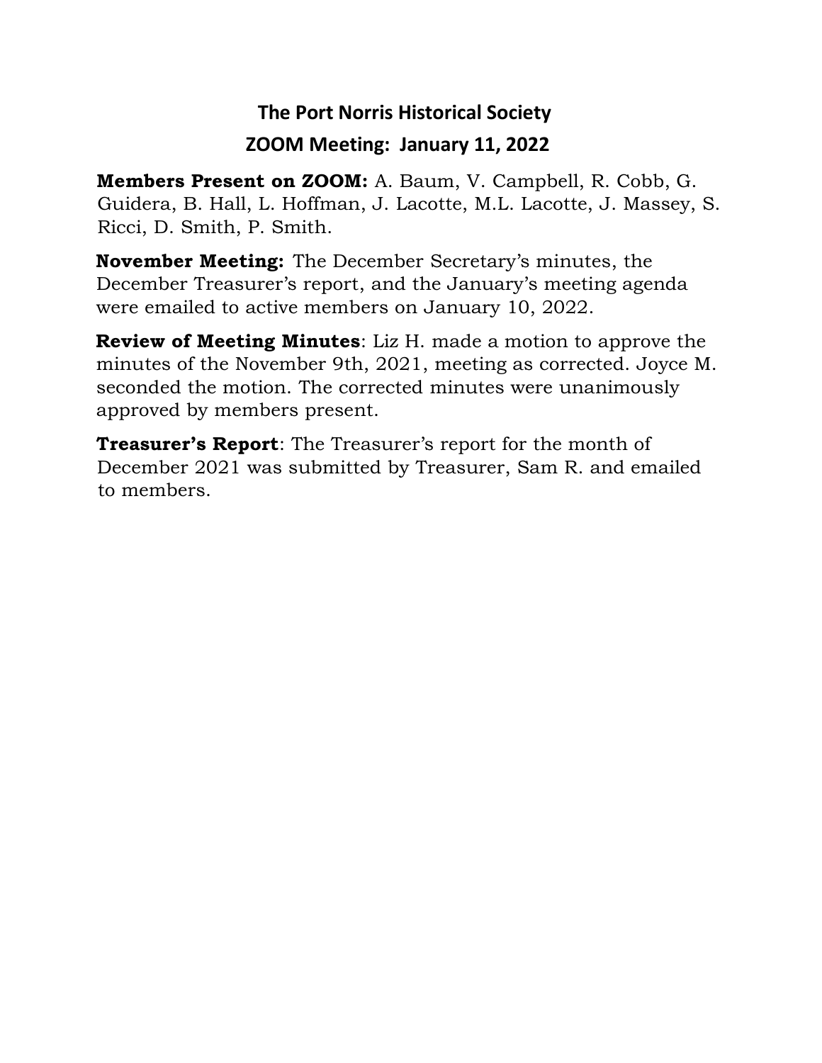# The Port Norris Historical Society

## ZOOM Meeting: January 11, 2022

**Members Present on ZOOM:** A. Baum, V. Campbell, R. Cobb, G. Guidera, B. Hall, L. Hoffman, J. Lacotte, M.L. Lacotte, J. Massey, S. Ricci, D. Smith, P. Smith.

**November Meeting:** The December Secretary's minutes, the December Treasurer's report, and the January's meeting agenda were emailed to active members on January 10, 2022.

**Review of Meeting Minutes**: Liz H. made a motion to approve the minutes of the November 9th, 2021, meeting as corrected. Joyce M. seconded the motion. The corrected minutes were unanimously approved by members present.

**Treasurer's Report**: The Treasurer's report for the month of December 2021 was submitted by Treasurer, Sam R. and emailed to members.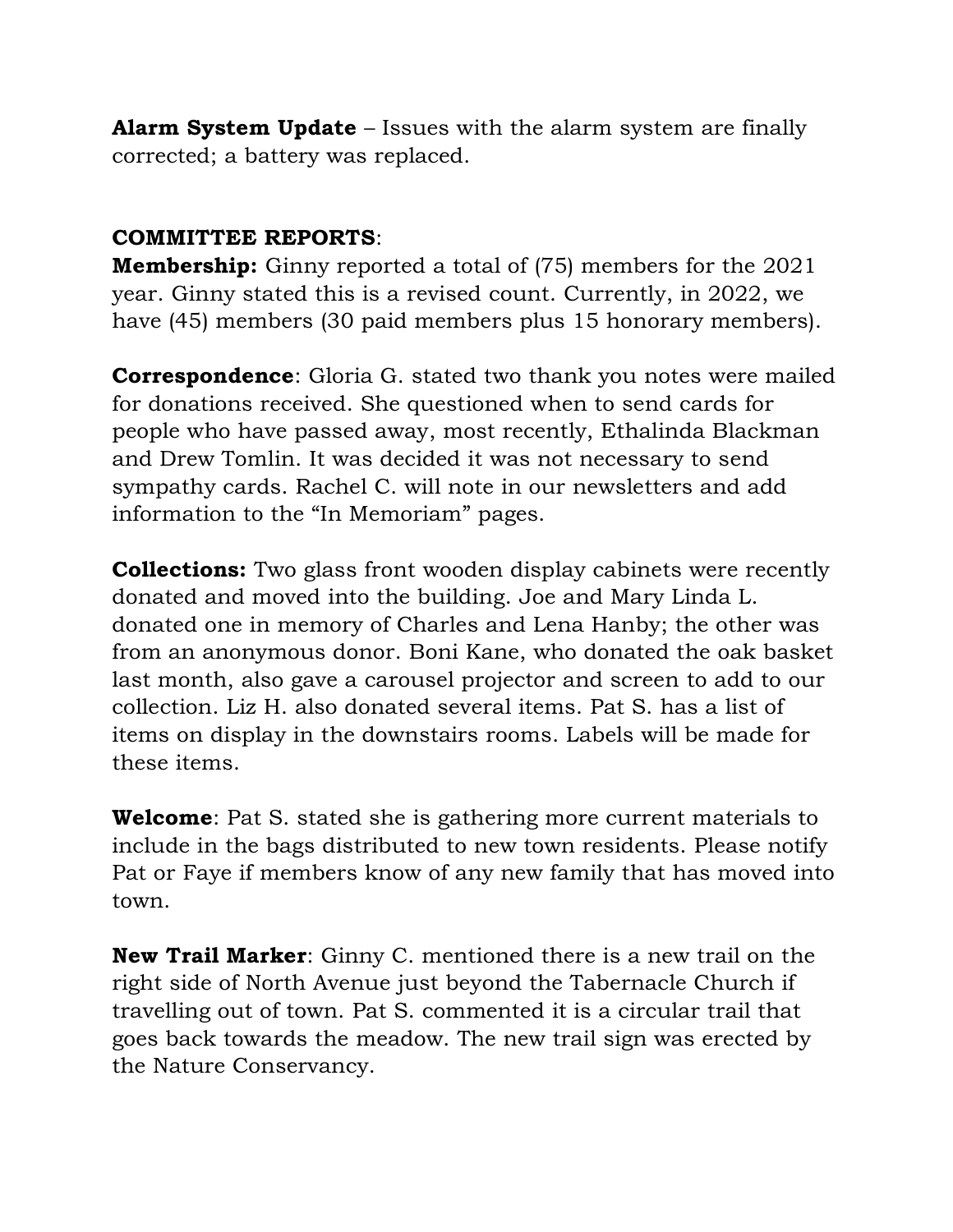**Alarm System Update** – Issues with the alarm system are finally corrected; a battery was replaced.

**COMMITTEE REPORTS**:

**Membership:** Ginny reported a total of (75) members for the 2021 year. Ginny stated this is a revised count. Currently, in 2022, we have (45) members (30 paid members plus 15 honorary members).

**Correspondence**: Gloria G. stated two thank you notes were mailed for donations received. She questioned when to send cards for people who have passed away, most recently, Ethalinda Blackman and Drew Tomlin. It was decided it was not necessary to send sympathy cards. Rachel C. will note in our newsletters and add information to the "In Memoriam" pages.

**Collections:** Two glass front wooden display cabinets were recently donated and moved into the building. Joe and Mary Linda L. donated one in memory of Charles and Lena Hanby; the other was from an anonymous donor. Boni Kane, who donated the oak basket last month, also gave a carousel projector and screen to add to our collection. Liz H. also donated several items. Pat S. has a list of items on display in the downstairs rooms. Labels will be made for these items.

**Welcome**: Pat S. stated she is gathering more current materials to include in the bags distributed to new town residents. Please notify Pat or Faye if members know of any new family that has moved into town.

**New Trail Marker**: Ginny C. mentioned there is a new trail on the right side of North Avenue just beyond the Tabernacle Church if travelling out of town. Pat S. commented it is a circular trail that goes back towards the meadow. The new trail sign was erected by the Nature Conservancy.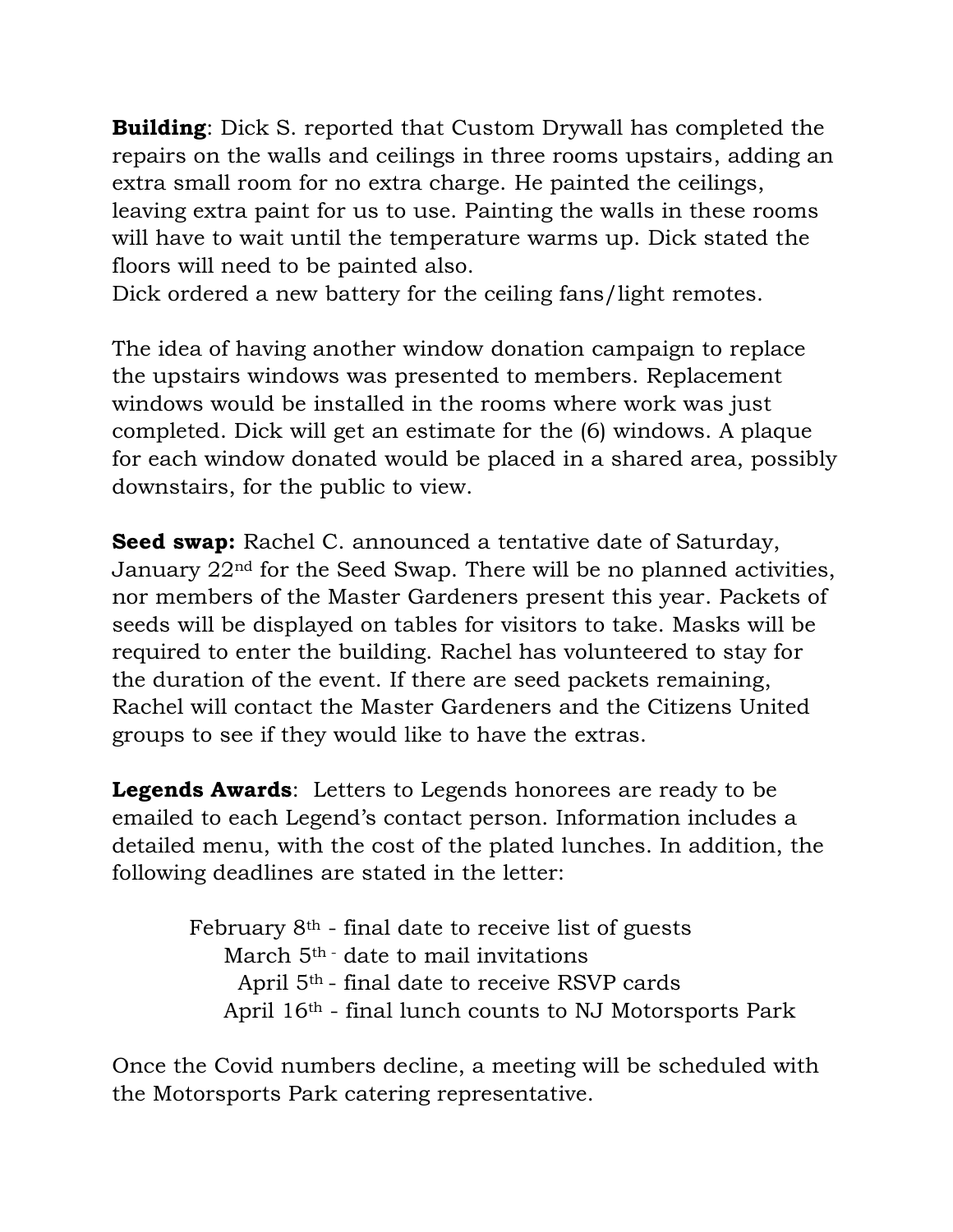**Building**: Dick S. reported that Custom Drywall has completed the repairs on the walls and ceilings in three rooms upstairs, adding an extra small room for no extra charge. He painted the ceilings, leaving extra paint for us to use. Painting the walls in these rooms will have to wait until the temperature warms up. Dick stated the floors will need to be painted also.
Dick ordered a new battery for the ceiling fans/light remotes.

The idea of having another window donation campaign to replace the upstairs windows was presented to members. Replacement windows would be installed in the rooms where work was just completed. Dick will get an estimate for the (6) windows. A plaque for each window donated would be placed in a shared area, possibly downstairs, for the public to view.

**Seed swap:** Rachel C. announced a tentative date of Saturday, January 22nd for the Seed Swap. There will be no planned activities, nor members of the Master Gardeners present this year. Packets of seeds will be displayed on tables for visitors to take. Masks will be required to enter the building. Rachel has volunteered to stay for the duration of the event. If there are seed packets remaining, Rachel will contact the Master Gardeners and the Citizens United groups to see if they would like to have the extras.

**Legends Awards**: Letters to Legends honorees are ready to be emailed to each Legend's contact person. Information includes a detailed menu, with the cost of the plated lunches. In addition, the following deadlines are stated in the letter:

February 8th - final date to receive list of guests
March 5th - date to mail invitations
April 5th - final date to receive RSVP cards
April 16th - final lunch counts to NJ Motorsports Park

Once the Covid numbers decline, a meeting will be scheduled with the Motorsports Park catering representative.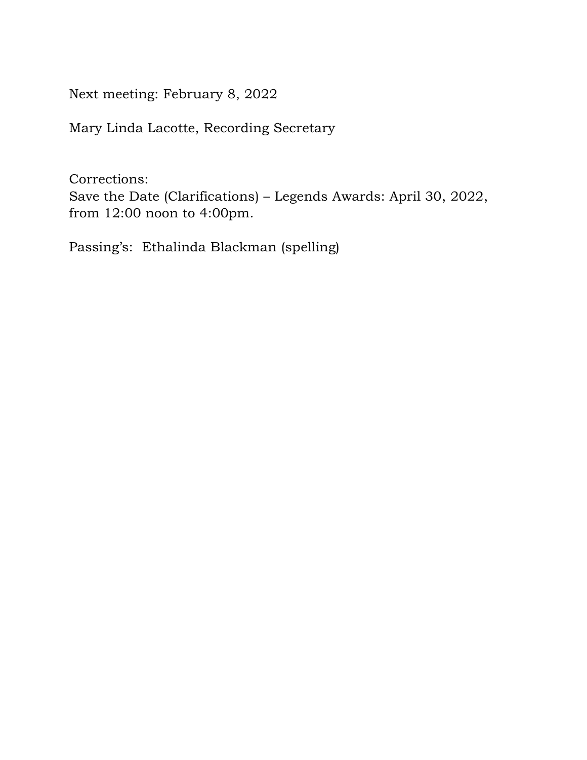Next meeting: February 8, 2022

Mary Linda Lacotte, Recording Secretary

Corrections:
Save the Date (Clarifications) – Legends Awards: April 30, 2022, from 12:00 noon to 4:00pm.

Passing's: Ethalinda Blackman (spelling)